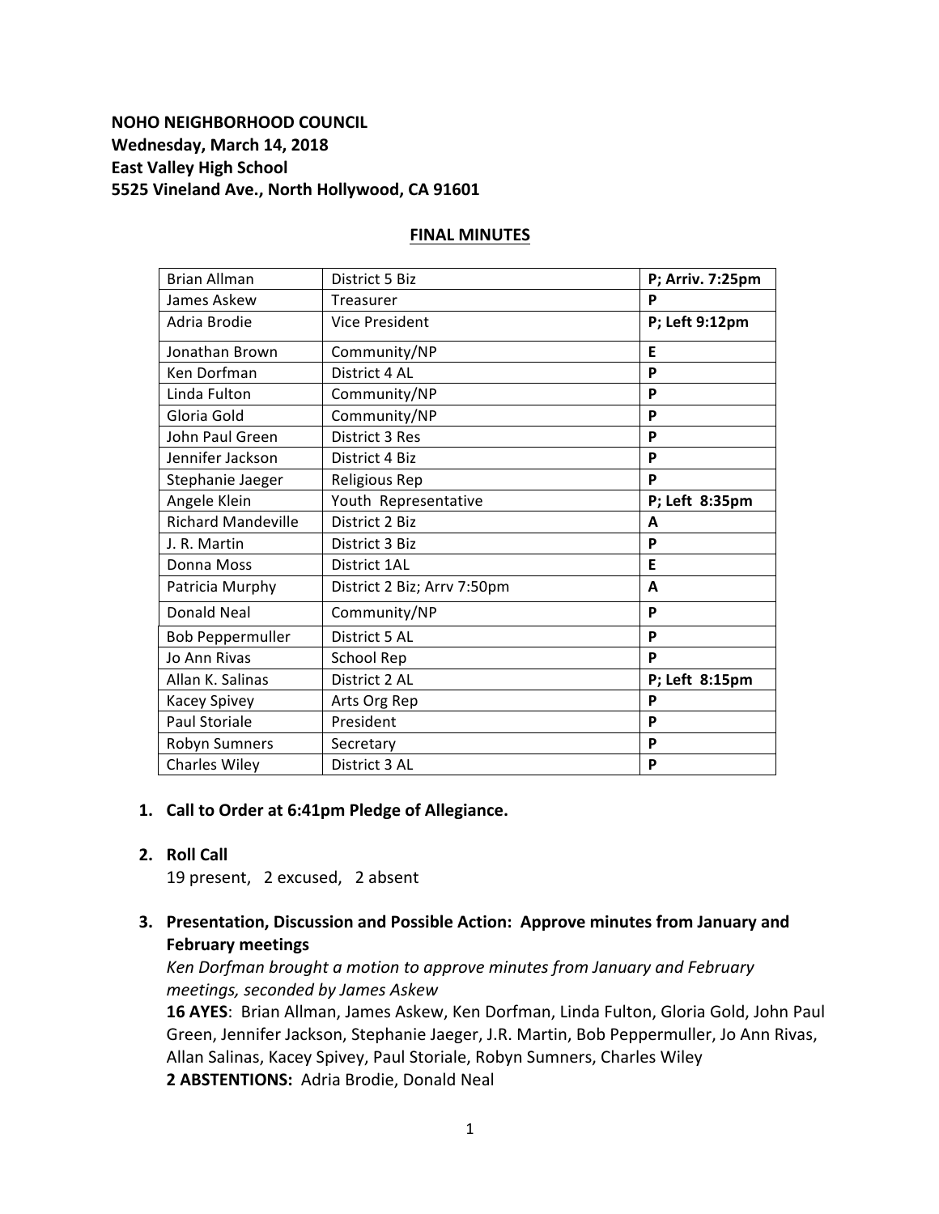**NOHO NEIGHBORHOOD COUNCIL**
**Wednesday, March 14, 2018**
**East Valley High School**
**5525 Vineland Ave., North Hollywood, CA 91601**

## FINAL MINUTES

| | | |
|---|---|---|
| Brian Allman | District 5 Biz | **P; Arriv. 7:25pm** |
| James Askew | Treasurer | **P** |
| Adria Brodie | Vice President | **P; Left 9:12pm** |
| Jonathan Brown | Community/NP | **E** |
| Ken Dorfman | District 4 AL | **P** |
| Linda Fulton | Community/NP | **P** |
| Gloria Gold | Community/NP | **P** |
| John Paul Green | District 3 Res | **P** |
| Jennifer Jackson | District 4 Biz | **P** |
| Stephanie Jaeger | Religious Rep | **P** |
| Angele Klein | Youth Representative | **P; Left 8:35pm** |
| Richard Mandeville | District 2 Biz | **A** |
| J. R. Martin | District 3 Biz | **P** |
| Donna Moss | District 1AL | **E** |
| Patricia Murphy | District 2 Biz; Arrv 7:50pm | **A** |
| Donald Neal | Community/NP | **P** |
| Bob Peppermuller | District 5 AL | **P** |
| Jo Ann Rivas | School Rep | **P** |
| Allan K. Salinas | District 2 AL | **P; Left 8:15pm** |
| Kacey Spivey | Arts Org Rep | **P** |
| Paul Storiale | President | **P** |
| Robyn Sumners | Secretary | **P** |
| Charles Wiley | District 3 AL | **P** |

1. **Call to Order at 6:41pm Pledge of Allegiance.**

2. **Roll Call**
   19 present, 2 excused, 2 absent

3. **Presentation, Discussion and Possible Action: Approve minutes from January and February meetings**
   *Ken Dorfman brought a motion to approve minutes from January and February meetings, seconded by James Askew*
   **16 AYES**: Brian Allman, James Askew, Ken Dorfman, Linda Fulton, Gloria Gold, John Paul Green, Jennifer Jackson, Stephanie Jaeger, J.R. Martin, Bob Peppermuller, Jo Ann Rivas, Allan Salinas, Kacey Spivey, Paul Storiale, Robyn Sumners, Charles Wiley
   **2 ABSTENTIONS:** Adria Brodie, Donald Neal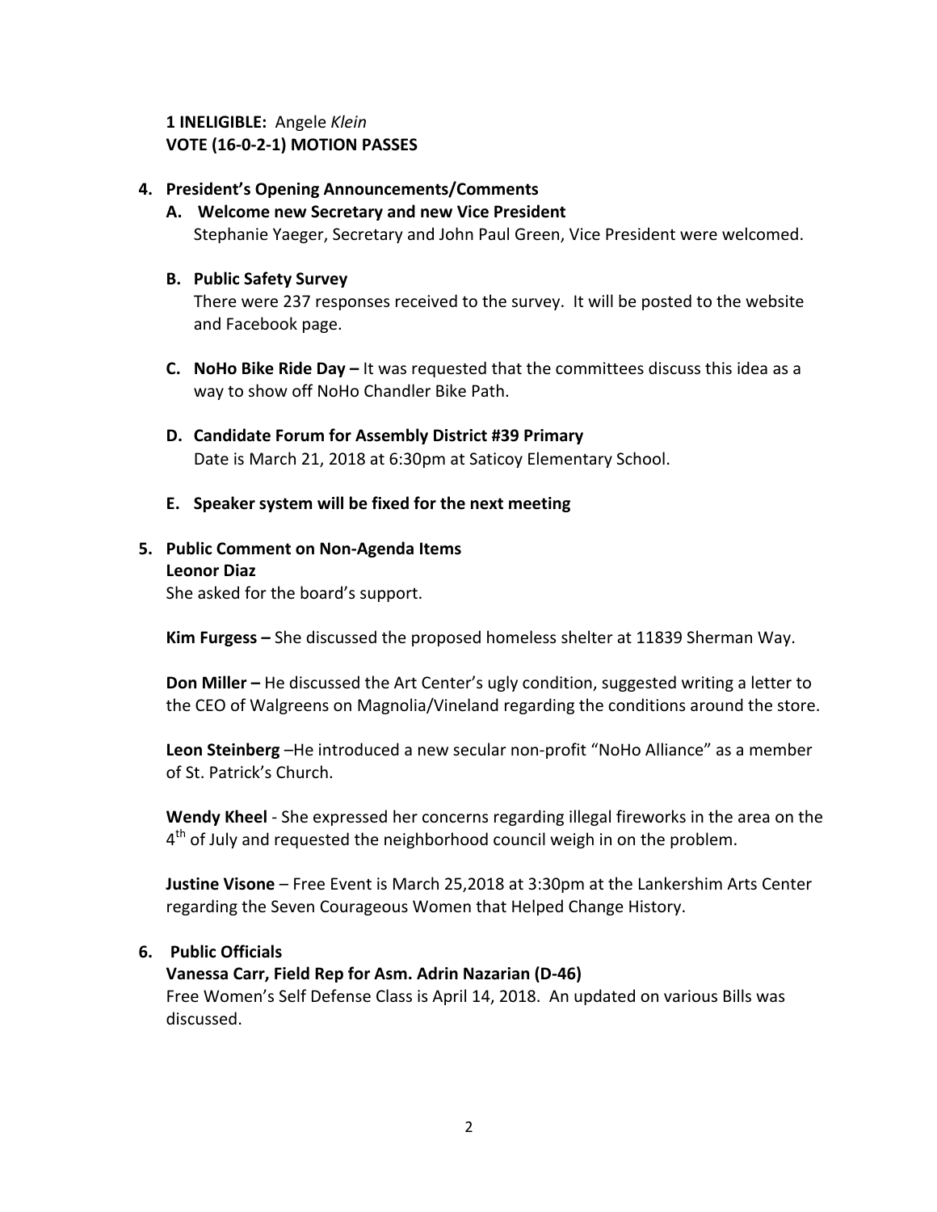**1 INELIGIBLE:** Angele *Klein*
**VOTE (16-0-2-1) MOTION PASSES**

4. **President's Opening Announcements/Comments**

   A. **Welcome new Secretary and new Vice President**
   Stephanie Yaeger, Secretary and John Paul Green, Vice President were welcomed.

   B. **Public Safety Survey**
   There were 237 responses received to the survey. It will be posted to the website and Facebook page.

   C. **NoHo Bike Ride Day –** It was requested that the committees discuss this idea as a way to show off NoHo Chandler Bike Path.

   D. **Candidate Forum for Assembly District #39 Primary**
   Date is March 21, 2018 at 6:30pm at Saticoy Elementary School.

   E. **Speaker system will be fixed for the next meeting**

5. **Public Comment on Non-Agenda Items**

   **Leonor Diaz**
   She asked for the board's support.

   **Kim Furgess –** She discussed the proposed homeless shelter at 11839 Sherman Way.

   **Don Miller –** He discussed the Art Center's ugly condition, suggested writing a letter to the CEO of Walgreens on Magnolia/Vineland regarding the conditions around the store.

   **Leon Steinberg** –He introduced a new secular non-profit "NoHo Alliance" as a member of St. Patrick's Church.

   **Wendy Kheel** - She expressed her concerns regarding illegal fireworks in the area on the 4th of July and requested the neighborhood council weigh in on the problem.

   **Justine Visone** – Free Event is March 25,2018 at 3:30pm at the Lankershim Arts Center regarding the Seven Courageous Women that Helped Change History.

6. **Public Officials**

   **Vanessa Carr, Field Rep for Asm. Adrin Nazarian (D-46)**
   Free Women's Self Defense Class is April 14, 2018. An updated on various Bills was discussed.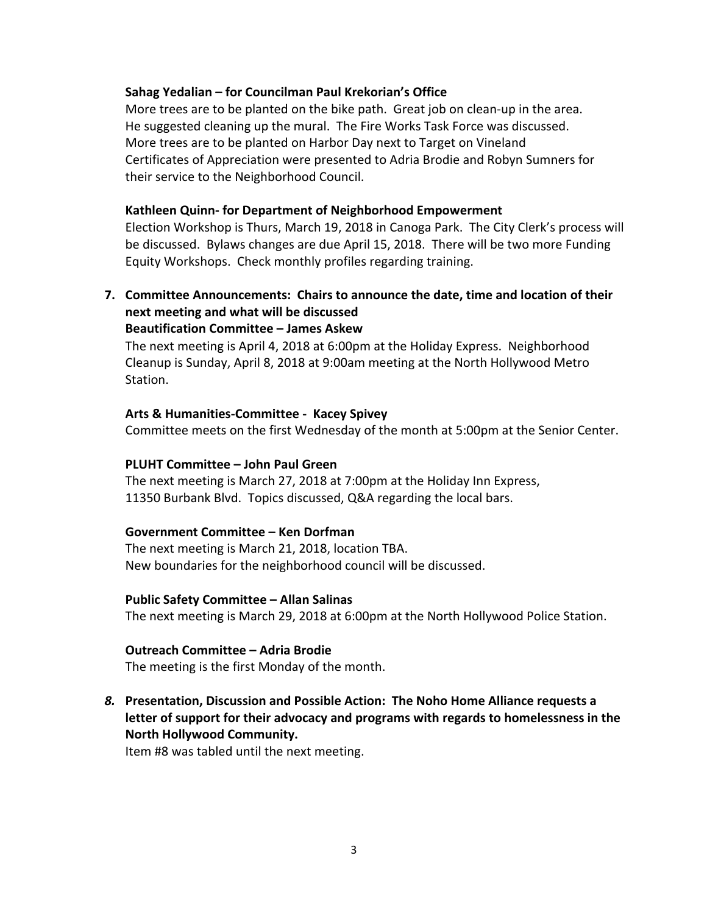**Sahag Yedalian – for Councilman Paul Krekorian's Office**
More trees are to be planted on the bike path. Great job on clean-up in the area. He suggested cleaning up the mural. The Fire Works Task Force was discussed. More trees are to be planted on Harbor Day next to Target on Vineland Certificates of Appreciation were presented to Adria Brodie and Robyn Sumners for their service to the Neighborhood Council.

**Kathleen Quinn- for Department of Neighborhood Empowerment**
Election Workshop is Thurs, March 19, 2018 in Canoga Park. The City Clerk's process will be discussed. Bylaws changes are due April 15, 2018. There will be two more Funding Equity Workshops. Check monthly profiles regarding training.

**7. Committee Announcements: Chairs to announce the date, time and location of their next meeting and what will be discussed**

**Beautification Committee – James Askew**
The next meeting is April 4, 2018 at 6:00pm at the Holiday Express. Neighborhood Cleanup is Sunday, April 8, 2018 at 9:00am meeting at the North Hollywood Metro Station.

**Arts & Humanities-Committee - Kacey Spivey**
Committee meets on the first Wednesday of the month at 5:00pm at the Senior Center.

**PLUHT Committee – John Paul Green**
The next meeting is March 27, 2018 at 7:00pm at the Holiday Inn Express, 11350 Burbank Blvd. Topics discussed, Q&A regarding the local bars.

**Government Committee – Ken Dorfman**
The next meeting is March 21, 2018, location TBA.
New boundaries for the neighborhood council will be discussed.

**Public Safety Committee – Allan Salinas**
The next meeting is March 29, 2018 at 6:00pm at the North Hollywood Police Station.

**Outreach Committee – Adria Brodie**
The meeting is the first Monday of the month.

***8.* Presentation, Discussion and Possible Action: The Noho Home Alliance requests a letter of support for their advocacy and programs with regards to homelessness in the North Hollywood Community.**
Item #8 was tabled until the next meeting.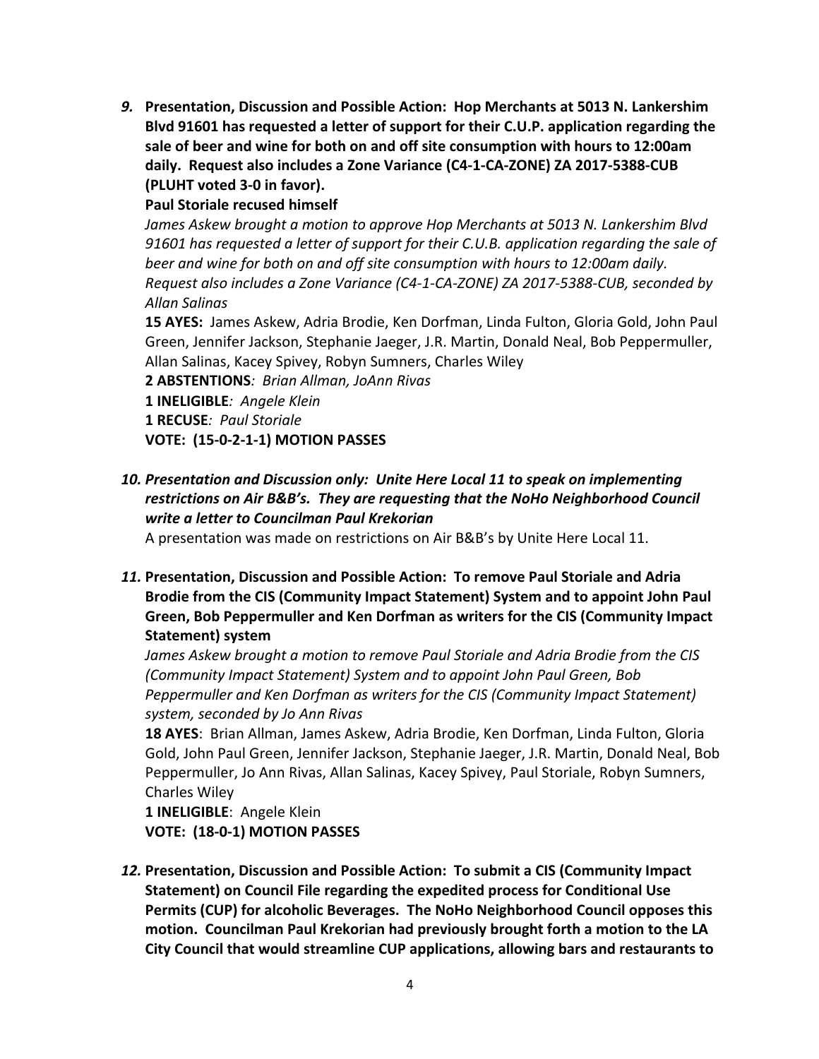***9.*** **Presentation, Discussion and Possible Action: Hop Merchants at 5013 N. Lankershim Blvd 91601 has requested a letter of support for their C.U.P. application regarding the sale of beer and wine for both on and off site consumption with hours to 12:00am daily. Request also includes a Zone Variance (C4-1-CA-ZONE) ZA 2017-5388-CUB (PLUHT voted 3-0 in favor).**

**Paul Storiale recused himself**

*James Askew brought a motion to approve Hop Merchants at 5013 N. Lankershim Blvd 91601 has requested a letter of support for their C.U.B. application regarding the sale of beer and wine for both on and off site consumption with hours to 12:00am daily. Request also includes a Zone Variance (C4-1-CA-ZONE) ZA 2017-5388-CUB, seconded by Allan Salinas*

**15 AYES:** James Askew, Adria Brodie, Ken Dorfman, Linda Fulton, Gloria Gold, John Paul Green, Jennifer Jackson, Stephanie Jaeger, J.R. Martin, Donald Neal, Bob Peppermuller, Allan Salinas, Kacey Spivey, Robyn Sumners, Charles Wiley

**2 ABSTENTIONS***: Brian Allman, JoAnn Rivas*

**1 INELIGIBLE***: Angele Klein*

**1 RECUSE***: Paul Storiale*

**VOTE: (15-0-2-1-1) MOTION PASSES**

***10. Presentation and Discussion only: Unite Here Local 11 to speak on implementing restrictions on Air B&B's. They are requesting that the NoHo Neighborhood Council write a letter to Councilman Paul Krekorian***

A presentation was made on restrictions on Air B&B's by Unite Here Local 11.

***11.*** **Presentation, Discussion and Possible Action: To remove Paul Storiale and Adria Brodie from the CIS (Community Impact Statement) System and to appoint John Paul Green, Bob Peppermuller and Ken Dorfman as writers for the CIS (Community Impact Statement) system**

*James Askew brought a motion to remove Paul Storiale and Adria Brodie from the CIS (Community Impact Statement) System and to appoint John Paul Green, Bob Peppermuller and Ken Dorfman as writers for the CIS (Community Impact Statement) system, seconded by Jo Ann Rivas*

**18 AYES**: Brian Allman, James Askew, Adria Brodie, Ken Dorfman, Linda Fulton, Gloria Gold, John Paul Green, Jennifer Jackson, Stephanie Jaeger, J.R. Martin, Donald Neal, Bob Peppermuller, Jo Ann Rivas, Allan Salinas, Kacey Spivey, Paul Storiale, Robyn Sumners, Charles Wiley

**1 INELIGIBLE**: Angele Klein

**VOTE: (18-0-1) MOTION PASSES**

***12.*** **Presentation, Discussion and Possible Action: To submit a CIS (Community Impact Statement) on Council File regarding the expedited process for Conditional Use Permits (CUP) for alcoholic Beverages. The NoHo Neighborhood Council opposes this motion. Councilman Paul Krekorian had previously brought forth a motion to the LA City Council that would streamline CUP applications, allowing bars and restaurants to**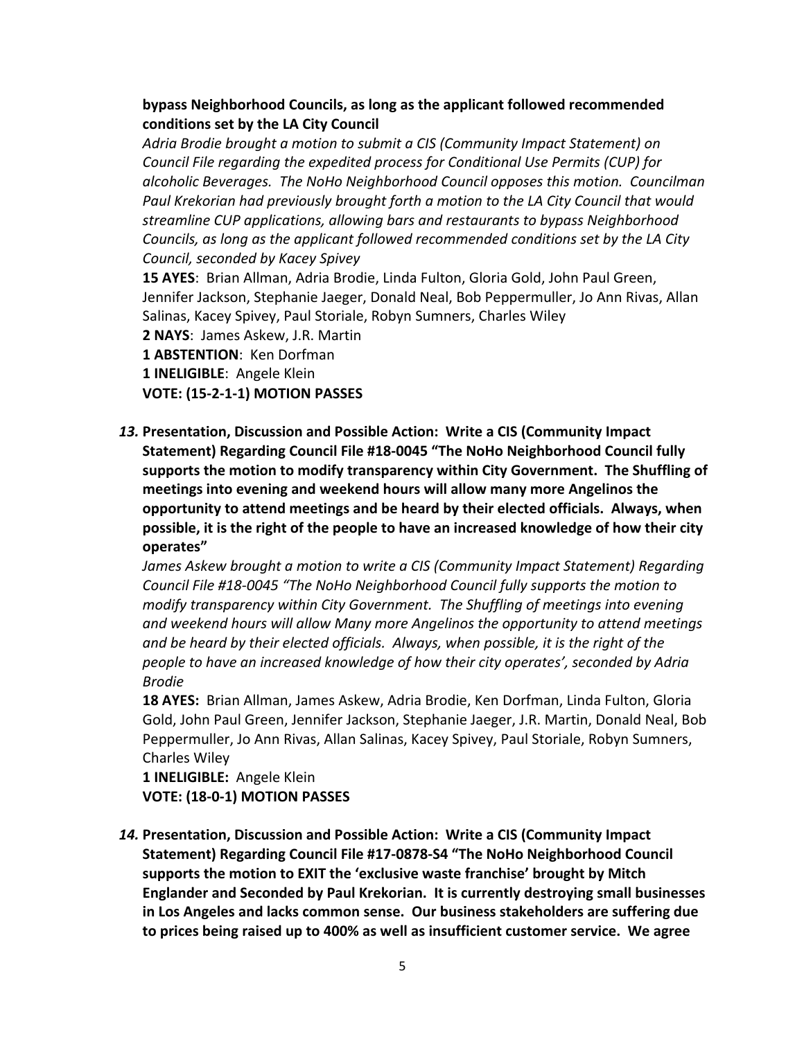**bypass Neighborhood Councils, as long as the applicant followed recommended conditions set by the LA City Council**

*Adria Brodie brought a motion to submit a CIS (Community Impact Statement) on Council File regarding the expedited process for Conditional Use Permits (CUP) for alcoholic Beverages. The NoHo Neighborhood Council opposes this motion. Councilman Paul Krekorian had previously brought forth a motion to the LA City Council that would streamline CUP applications, allowing bars and restaurants to bypass Neighborhood Councils, as long as the applicant followed recommended conditions set by the LA City Council, seconded by Kacey Spivey*

**15 AYES**: Brian Allman, Adria Brodie, Linda Fulton, Gloria Gold, John Paul Green, Jennifer Jackson, Stephanie Jaeger, Donald Neal, Bob Peppermuller, Jo Ann Rivas, Allan Salinas, Kacey Spivey, Paul Storiale, Robyn Sumners, Charles Wiley
**2 NAYS**: James Askew, J.R. Martin
**1 ABSTENTION**: Ken Dorfman
**1 INELIGIBLE**: Angele Klein
**VOTE: (15-2-1-1) MOTION PASSES**

13. **Presentation, Discussion and Possible Action: Write a CIS (Community Impact Statement) Regarding Council File #18-0045 "The NoHo Neighborhood Council fully supports the motion to modify transparency within City Government. The Shuffling of meetings into evening and weekend hours will allow many more Angelinos the opportunity to attend meetings and be heard by their elected officials. Always, when possible, it is the right of the people to have an increased knowledge of how their city operates"**

    *James Askew brought a motion to write a CIS (Community Impact Statement) Regarding Council File #18-0045 "The NoHo Neighborhood Council fully supports the motion to modify transparency within City Government. The Shuffling of meetings into evening and weekend hours will allow Many more Angelinos the opportunity to attend meetings and be heard by their elected officials. Always, when possible, it is the right of the people to have an increased knowledge of how their city operates', seconded by Adria Brodie*

    **18 AYES:** Brian Allman, James Askew, Adria Brodie, Ken Dorfman, Linda Fulton, Gloria Gold, John Paul Green, Jennifer Jackson, Stephanie Jaeger, J.R. Martin, Donald Neal, Bob Peppermuller, Jo Ann Rivas, Allan Salinas, Kacey Spivey, Paul Storiale, Robyn Sumners, Charles Wiley
    **1 INELIGIBLE:** Angele Klein
    **VOTE: (18-0-1) MOTION PASSES**

14. **Presentation, Discussion and Possible Action: Write a CIS (Community Impact Statement) Regarding Council File #17-0878-S4 "The NoHo Neighborhood Council supports the motion to EXIT the 'exclusive waste franchise' brought by Mitch Englander and Seconded by Paul Krekorian. It is currently destroying small businesses in Los Angeles and lacks common sense. Our business stakeholders are suffering due to prices being raised up to 400% as well as insufficient customer service. We agree**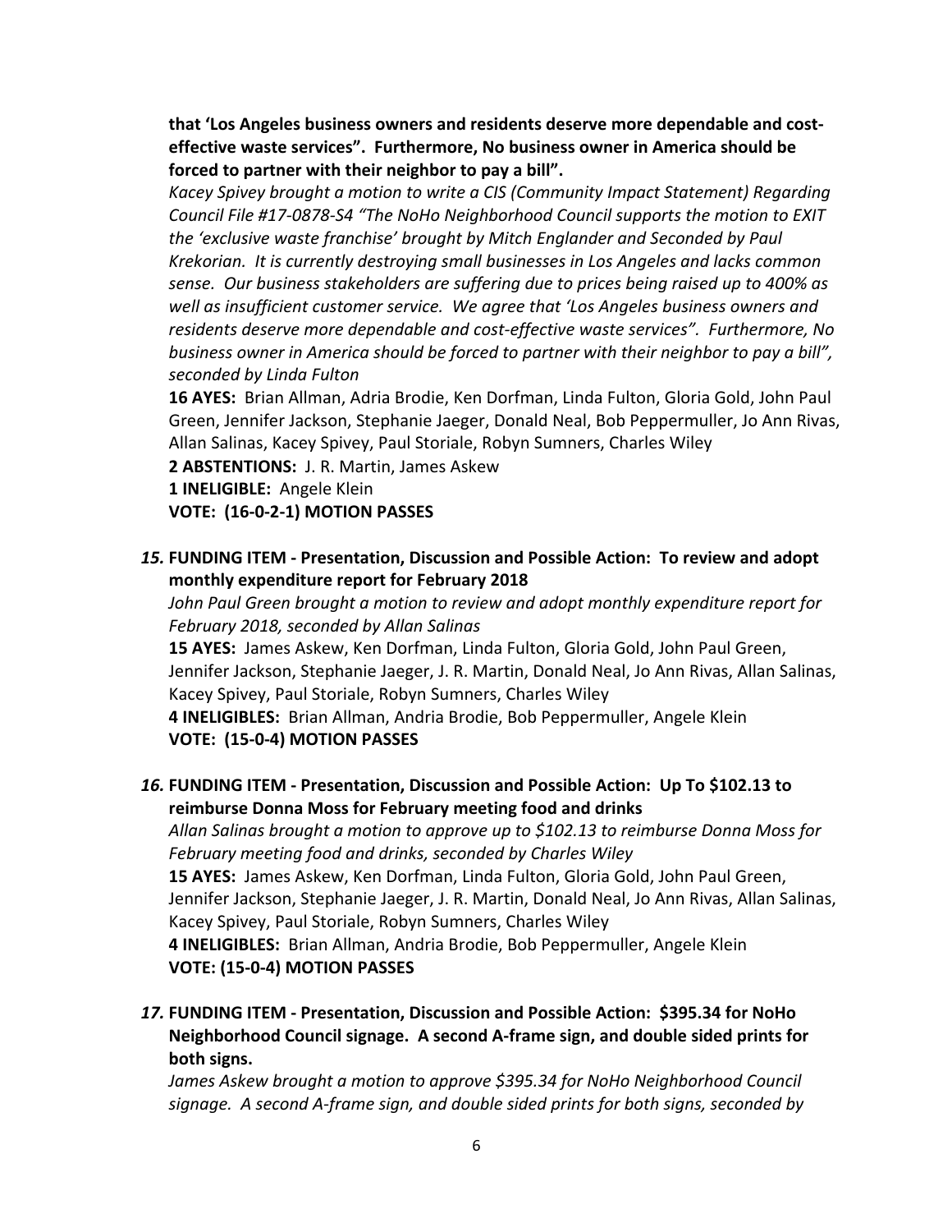**that 'Los Angeles business owners and residents deserve more dependable and cost-effective waste services". Furthermore, No business owner in America should be forced to partner with their neighbor to pay a bill".**

*Kacey Spivey brought a motion to write a CIS (Community Impact Statement) Regarding Council File #17-0878-S4 "The NoHo Neighborhood Council supports the motion to EXIT the 'exclusive waste franchise' brought by Mitch Englander and Seconded by Paul Krekorian. It is currently destroying small businesses in Los Angeles and lacks common sense. Our business stakeholders are suffering due to prices being raised up to 400% as well as insufficient customer service. We agree that 'Los Angeles business owners and residents deserve more dependable and cost-effective waste services". Furthermore, No business owner in America should be forced to partner with their neighbor to pay a bill", seconded by Linda Fulton*

**16 AYES:** Brian Allman, Adria Brodie, Ken Dorfman, Linda Fulton, Gloria Gold, John Paul Green, Jennifer Jackson, Stephanie Jaeger, Donald Neal, Bob Peppermuller, Jo Ann Rivas, Allan Salinas, Kacey Spivey, Paul Storiale, Robyn Sumners, Charles Wiley

**2 ABSTENTIONS:** J. R. Martin, James Askew

**1 INELIGIBLE:** Angele Klein

**VOTE: (16-0-2-1) MOTION PASSES**

*15.* **FUNDING ITEM - Presentation, Discussion and Possible Action: To review and adopt monthly expenditure report for February 2018**

*John Paul Green brought a motion to review and adopt monthly expenditure report for February 2018, seconded by Allan Salinas*

**15 AYES:** James Askew, Ken Dorfman, Linda Fulton, Gloria Gold, John Paul Green, Jennifer Jackson, Stephanie Jaeger, J. R. Martin, Donald Neal, Jo Ann Rivas, Allan Salinas, Kacey Spivey, Paul Storiale, Robyn Sumners, Charles Wiley

**4 INELIGIBLES:** Brian Allman, Andria Brodie, Bob Peppermuller, Angele Klein

**VOTE: (15-0-4) MOTION PASSES**

*16.* **FUNDING ITEM - Presentation, Discussion and Possible Action: Up To $102.13 to reimburse Donna Moss for February meeting food and drinks**

*Allan Salinas brought a motion to approve up to $102.13 to reimburse Donna Moss for February meeting food and drinks, seconded by Charles Wiley*

**15 AYES:** James Askew, Ken Dorfman, Linda Fulton, Gloria Gold, John Paul Green, Jennifer Jackson, Stephanie Jaeger, J. R. Martin, Donald Neal, Jo Ann Rivas, Allan Salinas, Kacey Spivey, Paul Storiale, Robyn Sumners, Charles Wiley

**4 INELIGIBLES:** Brian Allman, Andria Brodie, Bob Peppermuller, Angele Klein

**VOTE: (15-0-4) MOTION PASSES**

*17.* **FUNDING ITEM - Presentation, Discussion and Possible Action: $395.34 for NoHo Neighborhood Council signage. A second A-frame sign, and double sided prints for both signs.**

*James Askew brought a motion to approve $395.34 for NoHo Neighborhood Council signage. A second A-frame sign, and double sided prints for both signs, seconded by*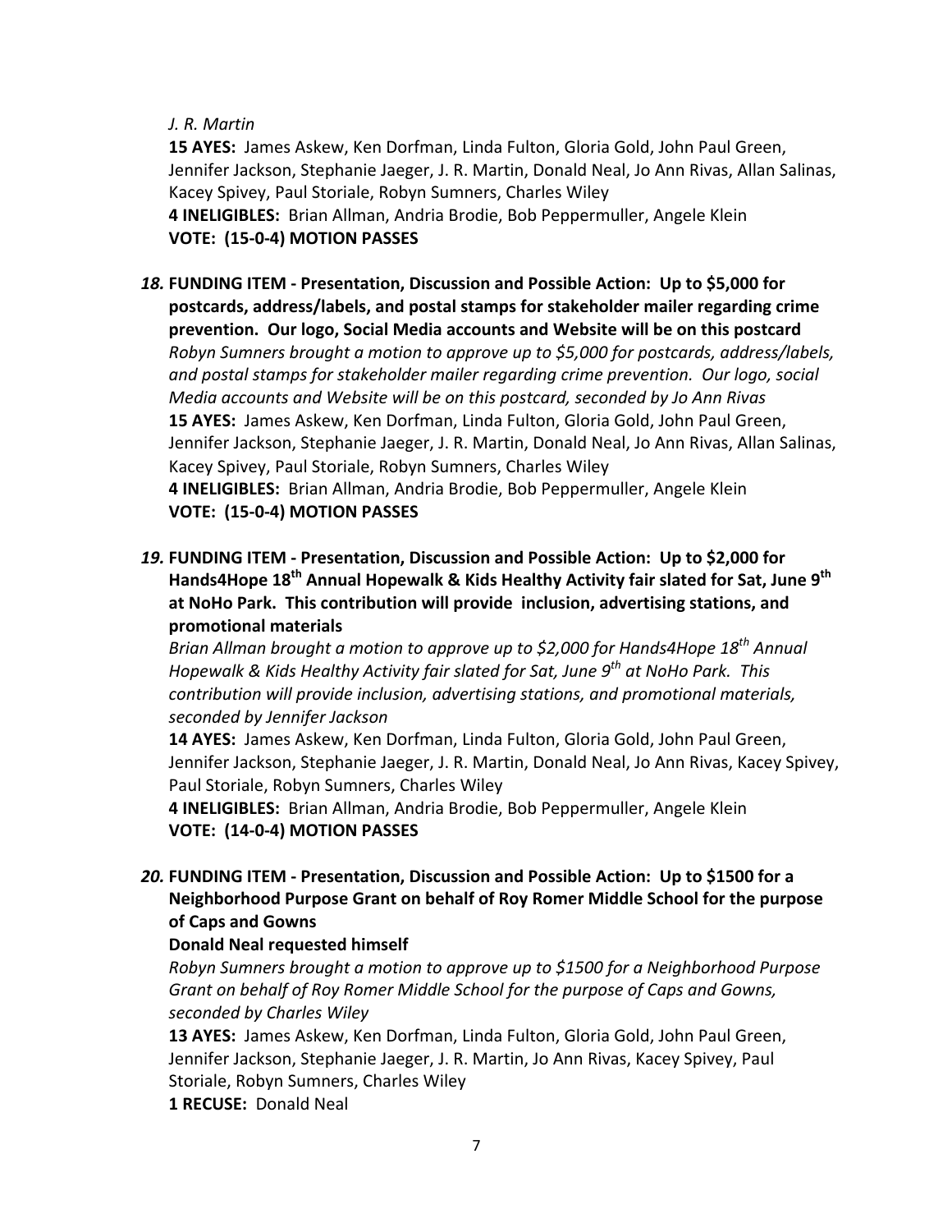*J. R. Martin*

**15 AYES:** James Askew, Ken Dorfman, Linda Fulton, Gloria Gold, John Paul Green, Jennifer Jackson, Stephanie Jaeger, J. R. Martin, Donald Neal, Jo Ann Rivas, Allan Salinas, Kacey Spivey, Paul Storiale, Robyn Sumners, Charles Wiley
**4 INELIGIBLES:** Brian Allman, Andria Brodie, Bob Peppermuller, Angele Klein
**VOTE: (15-0-4) MOTION PASSES**

***18.*** **FUNDING ITEM - Presentation, Discussion and Possible Action: Up to $5,000 for postcards, address/labels, and postal stamps for stakeholder mailer regarding crime prevention. Our logo, Social Media accounts and Website will be on this postcard**
*Robyn Sumners brought a motion to approve up to $5,000 for postcards, address/labels, and postal stamps for stakeholder mailer regarding crime prevention. Our logo, social Media accounts and Website will be on this postcard, seconded by Jo Ann Rivas*
**15 AYES:** James Askew, Ken Dorfman, Linda Fulton, Gloria Gold, John Paul Green, Jennifer Jackson, Stephanie Jaeger, J. R. Martin, Donald Neal, Jo Ann Rivas, Allan Salinas, Kacey Spivey, Paul Storiale, Robyn Sumners, Charles Wiley
**4 INELIGIBLES:** Brian Allman, Andria Brodie, Bob Peppermuller, Angele Klein
**VOTE: (15-0-4) MOTION PASSES**

***19.*** **FUNDING ITEM - Presentation, Discussion and Possible Action: Up to $2,000 for Hands4Hope 18th Annual Hopewalk & Kids Healthy Activity fair slated for Sat, June 9th at NoHo Park. This contribution will provide inclusion, advertising stations, and promotional materials**
*Brian Allman brought a motion to approve up to $2,000 for Hands4Hope 18th Annual Hopewalk & Kids Healthy Activity fair slated for Sat, June 9th at NoHo Park. This contribution will provide inclusion, advertising stations, and promotional materials, seconded by Jennifer Jackson*
**14 AYES:** James Askew, Ken Dorfman, Linda Fulton, Gloria Gold, John Paul Green, Jennifer Jackson, Stephanie Jaeger, J. R. Martin, Donald Neal, Jo Ann Rivas, Kacey Spivey, Paul Storiale, Robyn Sumners, Charles Wiley
**4 INELIGIBLES:** Brian Allman, Andria Brodie, Bob Peppermuller, Angele Klein
**VOTE: (14-0-4) MOTION PASSES**

***20.*** **FUNDING ITEM - Presentation, Discussion and Possible Action: Up to $1500 for a Neighborhood Purpose Grant on behalf of Roy Romer Middle School for the purpose of Caps and Gowns**
**Donald Neal requested himself**
*Robyn Sumners brought a motion to approve up to $1500 for a Neighborhood Purpose Grant on behalf of Roy Romer Middle School for the purpose of Caps and Gowns, seconded by Charles Wiley*
**13 AYES:** James Askew, Ken Dorfman, Linda Fulton, Gloria Gold, John Paul Green, Jennifer Jackson, Stephanie Jaeger, J. R. Martin, Jo Ann Rivas, Kacey Spivey, Paul Storiale, Robyn Sumners, Charles Wiley
**1 RECUSE:** Donald Neal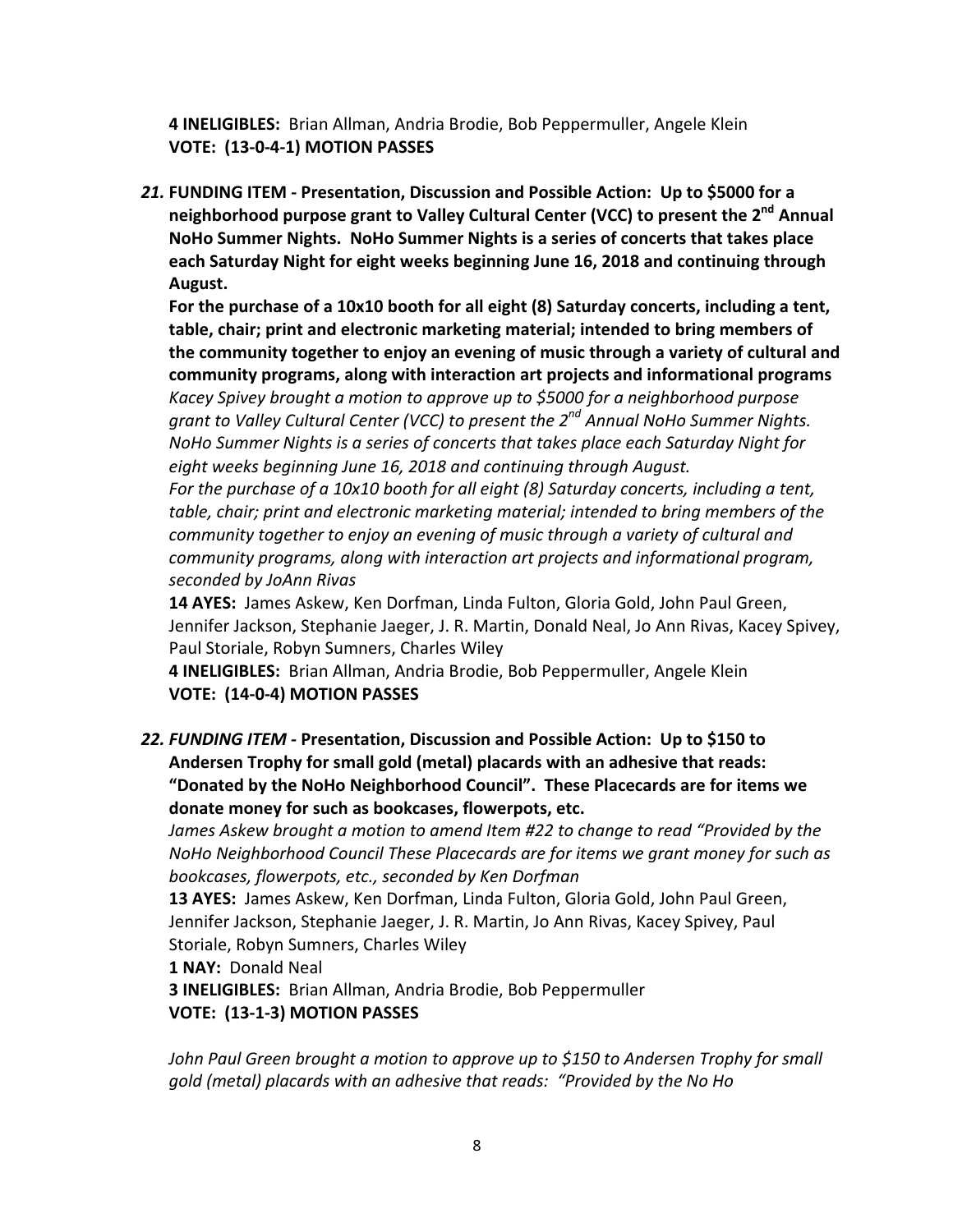**4 INELIGIBLES:** Brian Allman, Andria Brodie, Bob Peppermuller, Angele Klein
**VOTE: (13-0-4-1) MOTION PASSES**

***21.* FUNDING ITEM - Presentation, Discussion and Possible Action: Up to $5000 for a neighborhood purpose grant to Valley Cultural Center (VCC) to present the 2nd Annual NoHo Summer Nights. NoHo Summer Nights is a series of concerts that takes place each Saturday Night for eight weeks beginning June 16, 2018 and continuing through August.**

**For the purchase of a 10x10 booth for all eight (8) Saturday concerts, including a tent, table, chair; print and electronic marketing material; intended to bring members of the community together to enjoy an evening of music through a variety of cultural and community programs, along with interaction art projects and informational programs**

*Kacey Spivey brought a motion to approve up to $5000 for a neighborhood purpose grant to Valley Cultural Center (VCC) to present the 2nd Annual NoHo Summer Nights. NoHo Summer Nights is a series of concerts that takes place each Saturday Night for eight weeks beginning June 16, 2018 and continuing through August.*

*For the purchase of a 10x10 booth for all eight (8) Saturday concerts, including a tent, table, chair; print and electronic marketing material; intended to bring members of the community together to enjoy an evening of music through a variety of cultural and community programs, along with interaction art projects and informational program, seconded by JoAnn Rivas*

**14 AYES:** James Askew, Ken Dorfman, Linda Fulton, Gloria Gold, John Paul Green, Jennifer Jackson, Stephanie Jaeger, J. R. Martin, Donald Neal, Jo Ann Rivas, Kacey Spivey, Paul Storiale, Robyn Sumners, Charles Wiley
**4 INELIGIBLES:** Brian Allman, Andria Brodie, Bob Peppermuller, Angele Klein
**VOTE: (14-0-4) MOTION PASSES**

***22. FUNDING ITEM* - Presentation, Discussion and Possible Action: Up to $150 to Andersen Trophy for small gold (metal) placards with an adhesive that reads: "Donated by the NoHo Neighborhood Council". These Placecards are for items we donate money for such as bookcases, flowerpots, etc.**

*James Askew brought a motion to amend Item #22 to change to read "Provided by the NoHo Neighborhood Council These Placecards are for items we grant money for such as bookcases, flowerpots, etc., seconded by Ken Dorfman*

**13 AYES:** James Askew, Ken Dorfman, Linda Fulton, Gloria Gold, John Paul Green, Jennifer Jackson, Stephanie Jaeger, J. R. Martin, Jo Ann Rivas, Kacey Spivey, Paul Storiale, Robyn Sumners, Charles Wiley
**1 NAY:** Donald Neal
**3 INELIGIBLES:** Brian Allman, Andria Brodie, Bob Peppermuller
**VOTE: (13-1-3) MOTION PASSES**

*John Paul Green brought a motion to approve up to $150 to Andersen Trophy for small gold (metal) placards with an adhesive that reads: "Provided by the No Ho*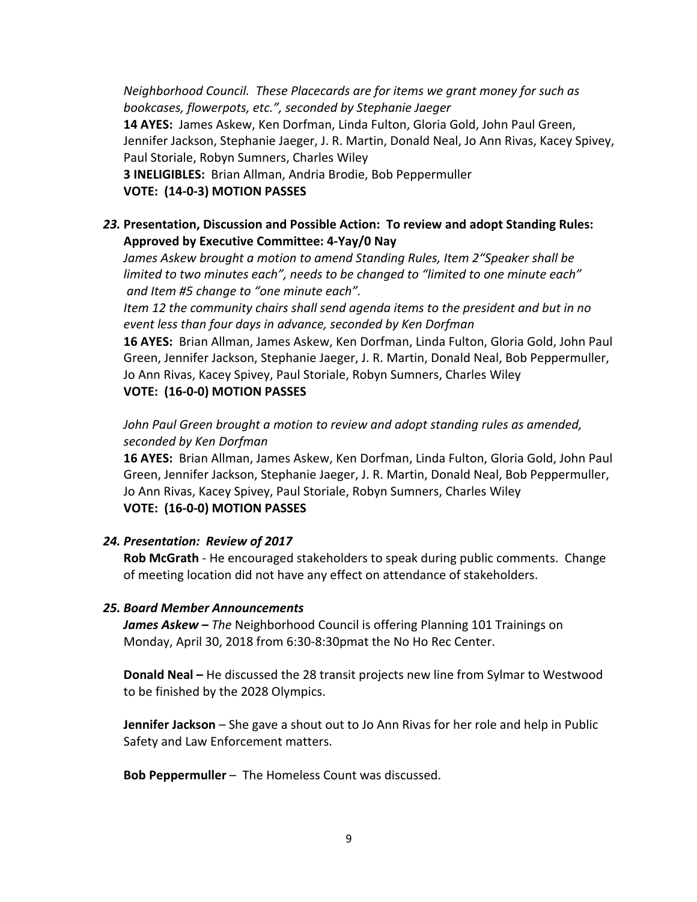*Neighborhood Council. These Placecards are for items we grant money for such as bookcases, flowerpots, etc.", seconded by Stephanie Jaeger*

**14 AYES:** James Askew, Ken Dorfman, Linda Fulton, Gloria Gold, John Paul Green, Jennifer Jackson, Stephanie Jaeger, J. R. Martin, Donald Neal, Jo Ann Rivas, Kacey Spivey, Paul Storiale, Robyn Sumners, Charles Wiley

**3 INELIGIBLES:** Brian Allman, Andria Brodie, Bob Peppermuller

**VOTE: (14-0-3) MOTION PASSES**

***23.*** **Presentation, Discussion and Possible Action: To review and adopt Standing Rules: Approved by Executive Committee: 4-Yay/0 Nay**

*James Askew brought a motion to amend Standing Rules, Item 2"Speaker shall be limited to two minutes each", needs to be changed to "limited to one minute each" and Item #5 change to "one minute each".*

*Item 12 the community chairs shall send agenda items to the president and but in no event less than four days in advance, seconded by Ken Dorfman*

**16 AYES:** Brian Allman, James Askew, Ken Dorfman, Linda Fulton, Gloria Gold, John Paul Green, Jennifer Jackson, Stephanie Jaeger, J. R. Martin, Donald Neal, Bob Peppermuller, Jo Ann Rivas, Kacey Spivey, Paul Storiale, Robyn Sumners, Charles Wiley

**VOTE: (16-0-0) MOTION PASSES**

*John Paul Green brought a motion to review and adopt standing rules as amended, seconded by Ken Dorfman*

**16 AYES:** Brian Allman, James Askew, Ken Dorfman, Linda Fulton, Gloria Gold, John Paul Green, Jennifer Jackson, Stephanie Jaeger, J. R. Martin, Donald Neal, Bob Peppermuller, Jo Ann Rivas, Kacey Spivey, Paul Storiale, Robyn Sumners, Charles Wiley

**VOTE: (16-0-0) MOTION PASSES**

***24. Presentation: Review of 2017***

**Rob McGrath** - He encouraged stakeholders to speak during public comments. Change of meeting location did not have any effect on attendance of stakeholders.

***25. Board Member Announcements***

***James Askew –*** *The* Neighborhood Council is offering Planning 101 Trainings on Monday, April 30, 2018 from 6:30-8:30pmat the No Ho Rec Center.

**Donald Neal –** He discussed the 28 transit projects new line from Sylmar to Westwood to be finished by the 2028 Olympics.

**Jennifer Jackson** – She gave a shout out to Jo Ann Rivas for her role and help in Public Safety and Law Enforcement matters.

**Bob Peppermuller** – The Homeless Count was discussed.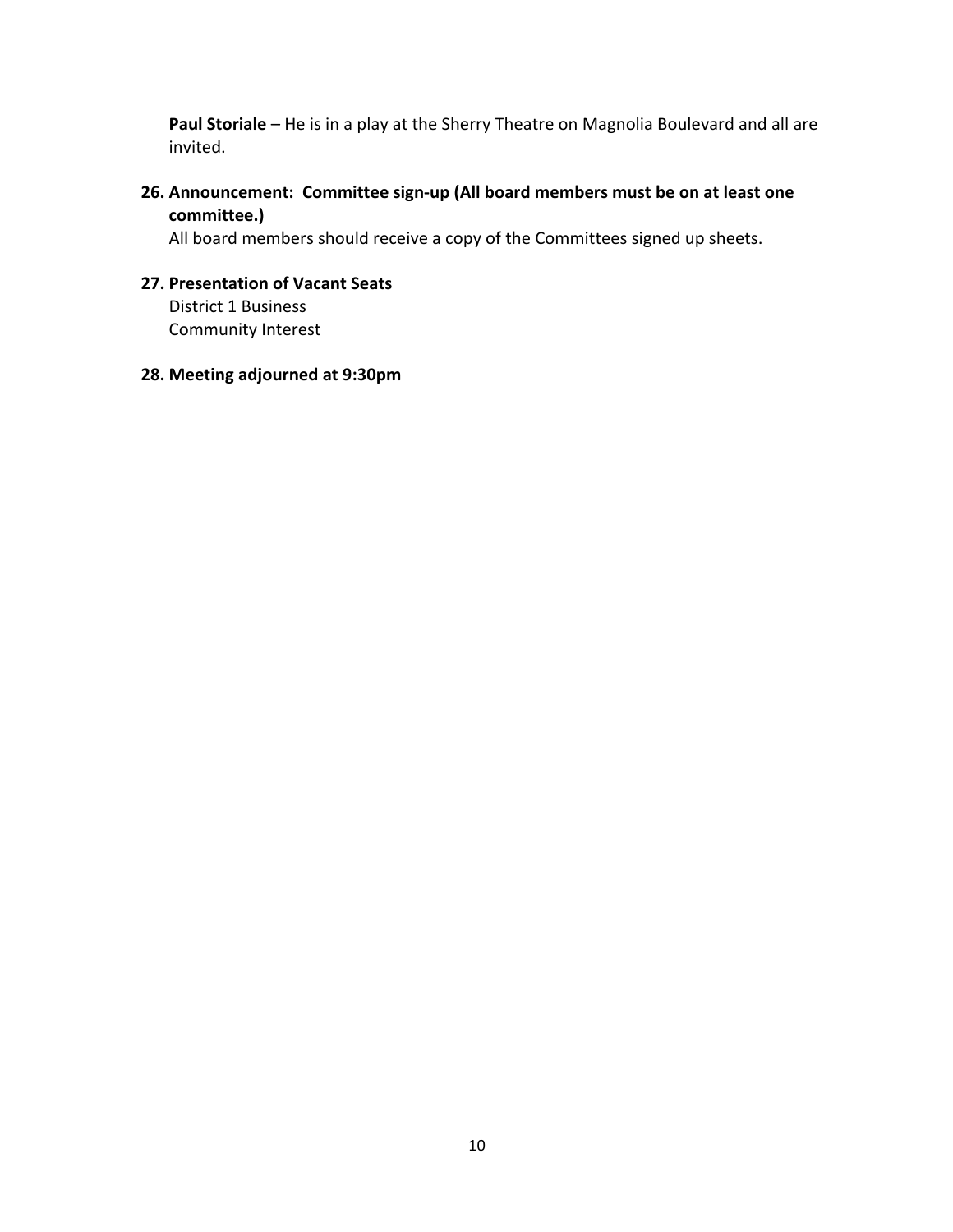**Paul Storiale** – He is in a play at the Sherry Theatre on Magnolia Boulevard and all are invited.

**26. Announcement: Committee sign-up (All board members must be on at least one committee.)**

All board members should receive a copy of the Committees signed up sheets.

**27. Presentation of Vacant Seats**

District 1 Business
Community Interest

**28. Meeting adjourned at 9:30pm**